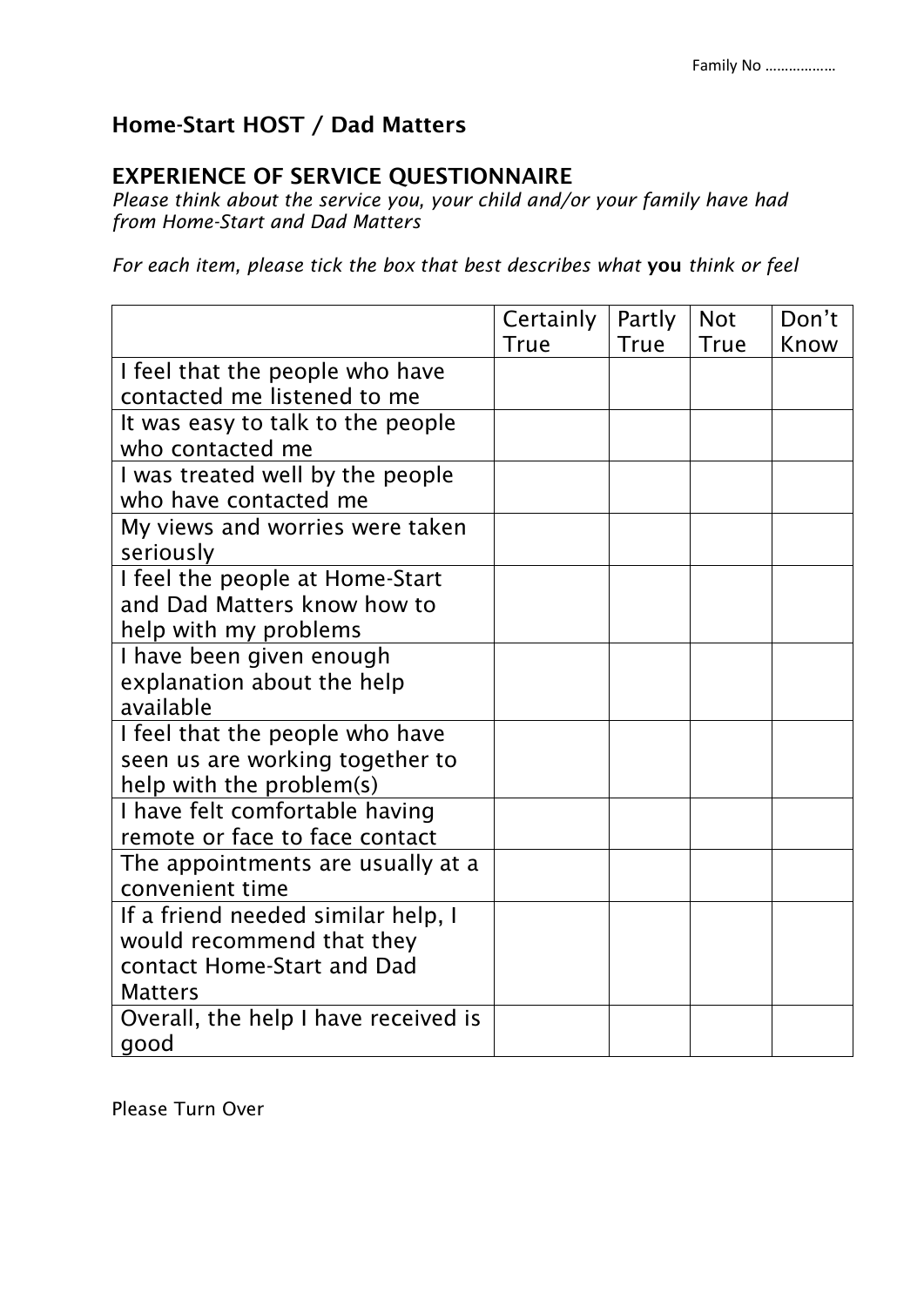Family No ………………

## Home-Start HOST / Dad Matters

## EXPERIENCE OF SERVICE QUESTIONNAIRE

*Please think about the service you, your child and/or your family have had from Home-Start and Dad Matters*

*For each item, please tick the box that best describes what* **you** *think or feel*

| | Certainly True | Partly True | Not True | Don't Know |
|---|---|---|---|---|
| I feel that the people who have contacted me listened to me | | | | |
| It was easy to talk to the people who contacted me | | | | |
| I was treated well by the people who have contacted me | | | | |
| My views and worries were taken seriously | | | | |
| I feel the people at Home-Start and Dad Matters know how to help with my problems | | | | |
| I have been given enough explanation about the help available | | | | |
| I feel that the people who have seen us are working together to help with the problem(s) | | | | |
| I have felt comfortable having remote or face to face contact | | | | |
| The appointments are usually at a convenient time | | | | |
| If a friend needed similar help, I would recommend that they contact Home-Start and Dad Matters | | | | |
| Overall, the help I have received is good | | | | |

Please Turn Over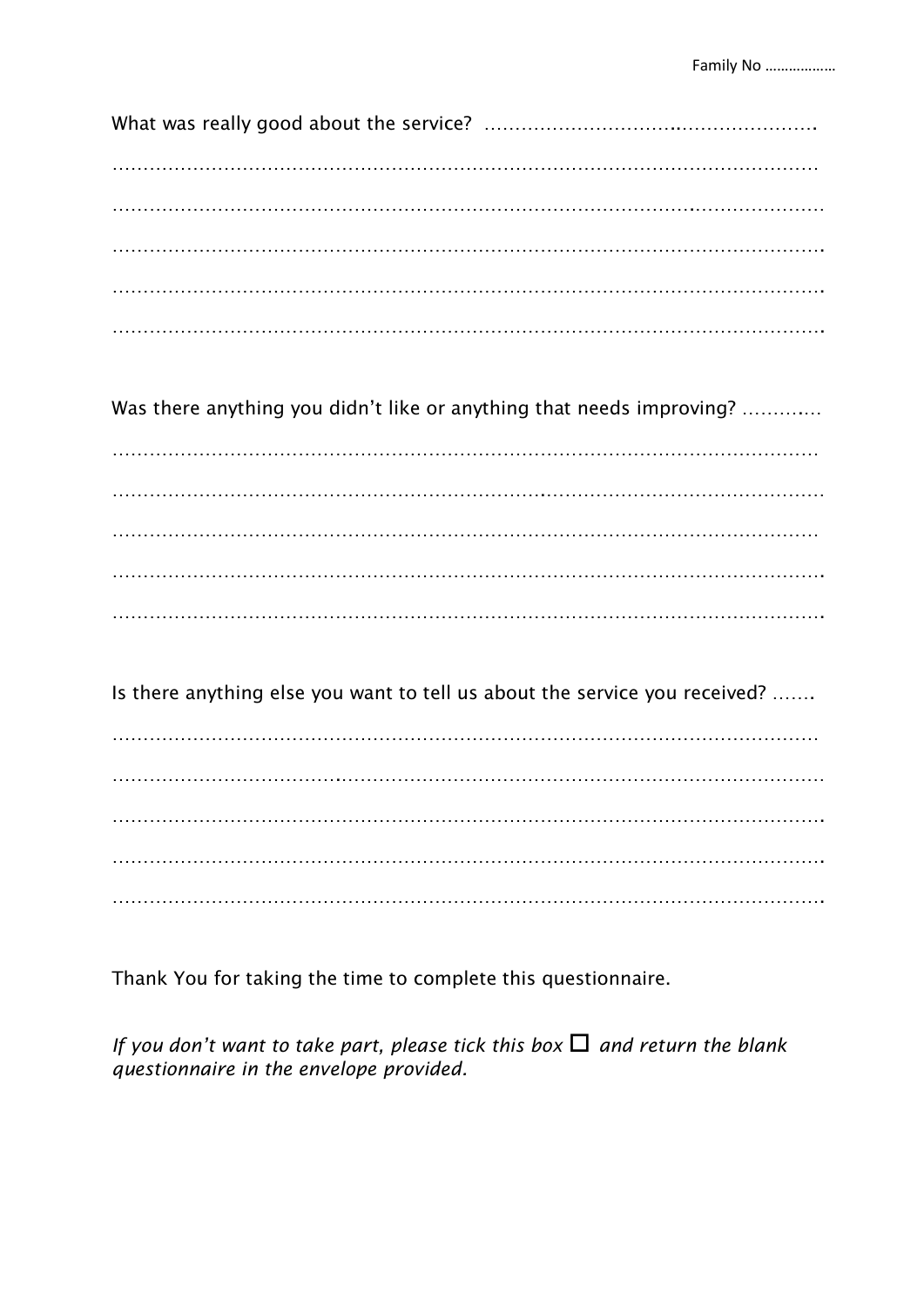Family No ………………

What was really good about the service? ……………………………..………………….

…………………………………………………………………………………………………

…………………………………………………………………………….…………………

………………………………………………………………………………………………….

………………………………………………………………………………………………….

………………………………………………………………………………………………….

Was there anything you didn't like or anything that needs improving? ……….…

…………………………………………………………………………………………………

………………………………………………………….………………………………………

…………………………………………………………………………………………………

………………………………………………………………………………………………….

………………………………………………………………………………………………….

Is there anything else you want to tell us about the service you received? …….

…………………………………………………………………………………………………

……………………………….………………………………………………………………….

………………………………………………………………………………………………….

………………………………………………………………………………………………….

………………………………………………………………………………………………….

Thank You for taking the time to complete this questionnaire.

*If you don't want to take part, please tick this box ☐ and return the blank questionnaire in the envelope provided.*